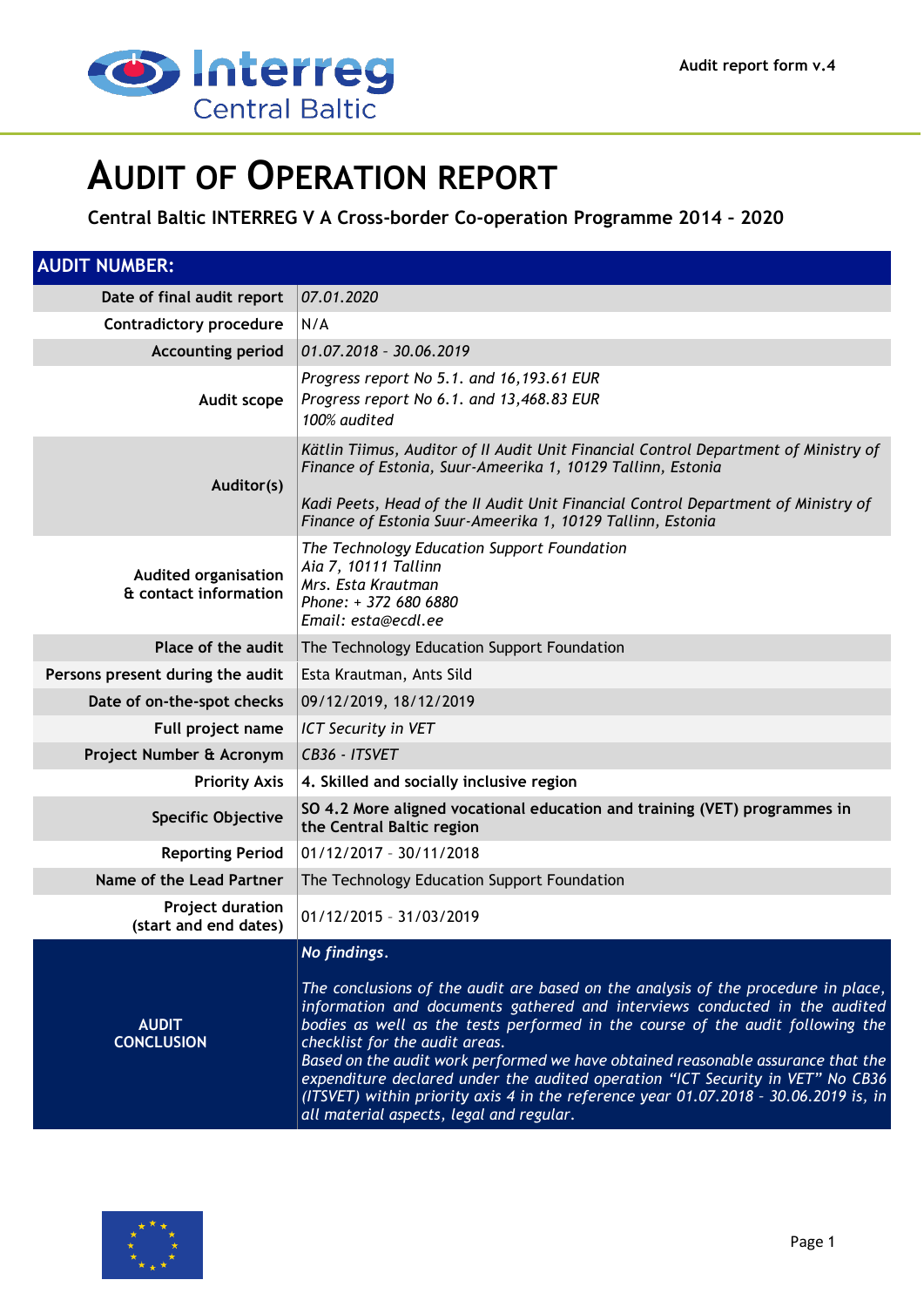# AUDIT OF OPERATION REPORT

**Central Baltic INTERREG V A Cross-border Co-operation Programme 2014 – 2020**

| **AUDIT NUMBER:** | |
|---|---|
| **Date of final audit report** | *07.01.2020* |
| **Contradictory procedure** | N/A |
| **Accounting period** | *01.07.2018 – 30.06.2019* |
| **Audit scope** | *Progress report No 5.1. and 16,193.61 EUR*<br>*Progress report No 6.1. and 13,468.83 EUR*<br>*100% audited* |
| **Auditor(s)** | *Kätlin Tiimus, Auditor of II Audit Unit Financial Control Department of Ministry of Finance of Estonia, Suur-Ameerika 1, 10129 Tallinn, Estonia*<br><br>*Kadi Peets, Head of the II Audit Unit Financial Control Department of Ministry of Finance of Estonia Suur-Ameerika 1, 10129 Tallinn, Estonia* |
| **Audited organisation & contact information** | *The Technology Education Support Foundation*<br>*Aia 7, 10111 Tallinn*<br>*Mrs. Esta Krautman*<br>*Phone: + 372 680 6880*<br>*Email: esta@ecdl.ee* |
| **Place of the audit** | The Technology Education Support Foundation |
| **Persons present during the audit** | Esta Krautman, Ants Sild |
| **Date of on-the-spot checks** | 09/12/2019, 18/12/2019 |
| **Full project name** | *ICT Security in VET* |
| **Project Number & Acronym** | *CB36 - ITSVET* |
| **Priority Axis** | **4. Skilled and socially inclusive region** |
| **Specific Objective** | **SO 4.2 More aligned vocational education and training (VET) programmes in the Central Baltic region** |
| **Reporting Period** | 01/12/2017 – 30/11/2018 |
| **Name of the Lead Partner** | The Technology Education Support Foundation |
| **Project duration (start and end dates)** | 01/12/2015 – 31/03/2019 |
| **AUDIT CONCLUSION** | ***No findings.***<br><br>*The conclusions of the audit are based on the analysis of the procedure in place, information and documents gathered and interviews conducted in the audited bodies as well as the tests performed in the course of the audit following the checklist for the audit areas.*<br>*Based on the audit work performed we have obtained reasonable assurance that the expenditure declared under the audited operation "ICT Security in VET" No CB36 (ITSVET) within priority axis 4 in the reference year 01.07.2018 – 30.06.2019 is, in all material aspects, legal and regular.* |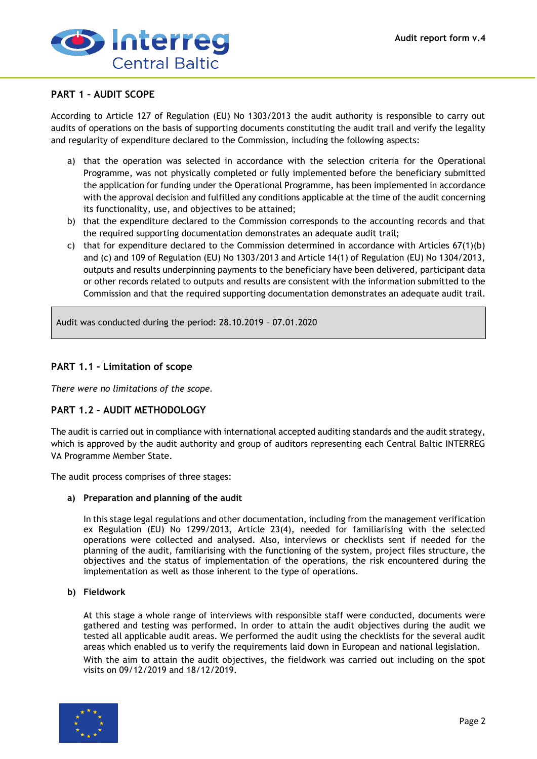## PART 1 – AUDIT SCOPE

According to Article 127 of Regulation (EU) No 1303/2013 the audit authority is responsible to carry out audits of operations on the basis of supporting documents constituting the audit trail and verify the legality and regularity of expenditure declared to the Commission, including the following aspects:

a) that the operation was selected in accordance with the selection criteria for the Operational Programme, was not physically completed or fully implemented before the beneficiary submitted the application for funding under the Operational Programme, has been implemented in accordance with the approval decision and fulfilled any conditions applicable at the time of the audit concerning its functionality, use, and objectives to be attained;
b) that the expenditure declared to the Commission corresponds to the accounting records and that the required supporting documentation demonstrates an adequate audit trail;
c) that for expenditure declared to the Commission determined in accordance with Articles 67(1)(b) and (c) and 109 of Regulation (EU) No 1303/2013 and Article 14(1) of Regulation (EU) No 1304/2013, outputs and results underpinning payments to the beneficiary have been delivered, participant data or other records related to outputs and results are consistent with the information submitted to the Commission and that the required supporting documentation demonstrates an adequate audit trail.

| Audit was conducted during the period: 28.10.2019 – 07.01.2020 |
|---|

### PART 1.1 - Limitation of scope

*There were no limitations of the scope.*

### PART 1.2 – AUDIT METHODOLOGY

The audit is carried out in compliance with international accepted auditing standards and the audit strategy, which is approved by the audit authority and group of auditors representing each Central Baltic INTERREG VA Programme Member State.

The audit process comprises of three stages:

**a) Preparation and planning of the audit**

In this stage legal regulations and other documentation, including from the management verification ex Regulation (EU) No 1299/2013, Article 23(4), needed for familiarising with the selected operations were collected and analysed. Also, interviews or checklists sent if needed for the planning of the audit, familiarising with the functioning of the system, project files structure, the objectives and the status of implementation of the operations, the risk encountered during the implementation as well as those inherent to the type of operations.

**b) Fieldwork**

At this stage a whole range of interviews with responsible staff were conducted, documents were gathered and testing was performed. In order to attain the audit objectives during the audit we tested all applicable audit areas. We performed the audit using the checklists for the several audit areas which enabled us to verify the requirements laid down in European and national legislation.

With the aim to attain the audit objectives, the fieldwork was carried out including on the spot visits on 09/12/2019 and 18/12/2019.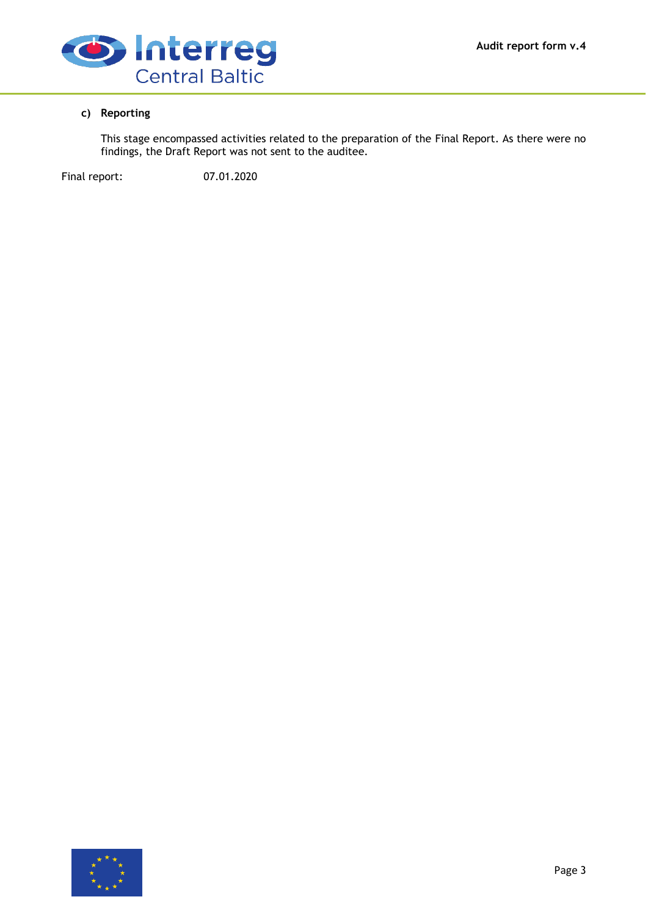**c) Reporting**

This stage encompassed activities related to the preparation of the Final Report. As there were no findings, the Draft Report was not sent to the auditee.

Final report: 07.01.2020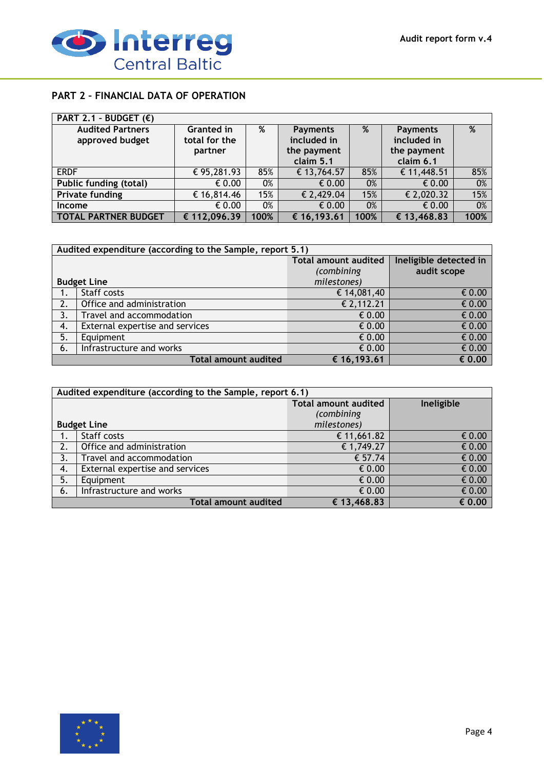## PART 2 – FINANCIAL DATA OF OPERATION

| PART 2.1 – BUDGET (€) | | | | | | |
|---|---|---|---|---|---|---|
| Audited Partners approved budget | Granted in total for the partner | % | Payments included in the payment claim 5.1 | % | Payments included in the payment claim 6.1 | % |
| ERDF | € 95,281.93 | 85% | € 13,764.57 | 85% | € 11,448.51 | 85% |
| **Public funding (total)** | € 0.00 | 0% | € 0.00 | 0% | € 0.00 | 0% |
| **Private funding** | € 16,814.46 | 15% | € 2,429.04 | 15% | € 2,020.32 | 15% |
| **Income** | € 0.00 | 0% | € 0.00 | 0% | € 0.00 | 0% |
| **TOTAL PARTNER BUDGET** | **€ 112,096.39** | **100%** | **€ 16,193.61** | **100%** | **€ 13,468.83** | **100%** |

| Audited expenditure (according to the Sample, report 5.1) | | | |
|---|---|---|---|
| **Budget Line** | | **Total amount audited** *(combining milestones)* | **Ineligible detected in audit scope** |
| 1. | Staff costs | € 14,081,40 | € 0.00 |
| 2. | Office and administration | € 2,112.21 | € 0.00 |
| 3. | Travel and accommodation | € 0.00 | € 0.00 |
| 4. | External expertise and services | € 0.00 | € 0.00 |
| 5. | Equipment | € 0.00 | € 0.00 |
| 6. | Infrastructure and works | € 0.00 | € 0.00 |
| | **Total amount audited** | **€ 16,193.61** | **€ 0.00** |

| Audited expenditure (according to the Sample, report 6.1) | | | |
|---|---|---|---|
| **Budget Line** | | **Total amount audited** *(combining milestones)* | **Ineligible** |
| 1. | Staff costs | € 11,661.82 | € 0.00 |
| 2. | Office and administration | € 1,749.27 | € 0.00 |
| 3. | Travel and accommodation | € 57.74 | € 0.00 |
| 4. | External expertise and services | € 0.00 | € 0.00 |
| 5. | Equipment | € 0.00 | € 0.00 |
| 6. | Infrastructure and works | € 0.00 | € 0.00 |
| | **Total amount audited** | **€ 13,468.83** | **€ 0.00** |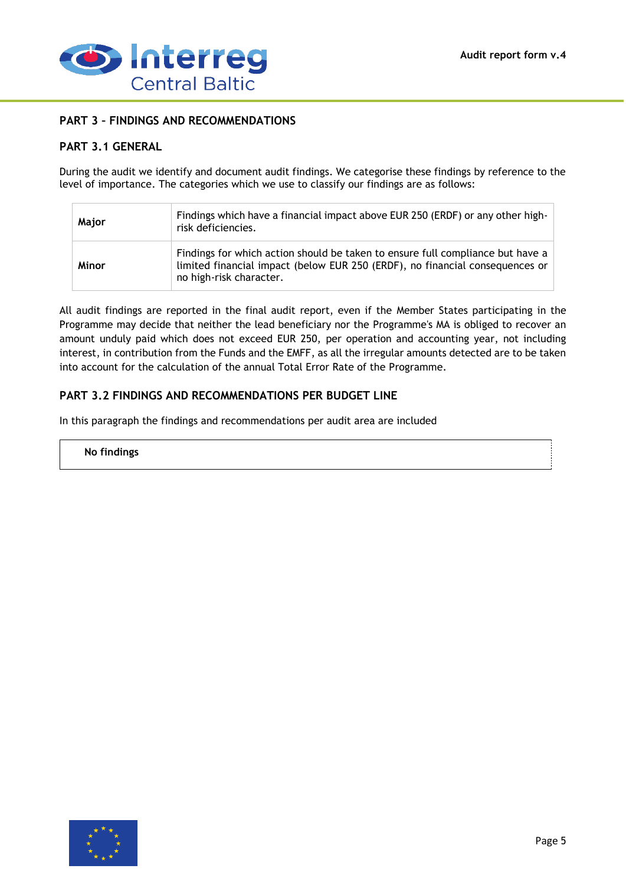## PART 3 – FINDINGS AND RECOMMENDATIONS

### PART 3.1 GENERAL

During the audit we identify and document audit findings. We categorise these findings by reference to the level of importance. The categories which we use to classify our findings are as follows:

| | |
|---|---|
| **Major** | Findings which have a financial impact above EUR 250 (ERDF) or any other high-risk deficiencies. |
| **Minor** | Findings for which action should be taken to ensure full compliance but have a limited financial impact (below EUR 250 (ERDF), no financial consequences or no high-risk character. |

All audit findings are reported in the final audit report, even if the Member States participating in the Programme may decide that neither the lead beneficiary nor the Programme's MA is obliged to recover an amount unduly paid which does not exceed EUR 250, per operation and accounting year, not including interest, in contribution from the Funds and the EMFF, as all the irregular amounts detected are to be taken into account for the calculation of the annual Total Error Rate of the Programme.

### PART 3.2 FINDINGS AND RECOMMENDATIONS PER BUDGET LINE

In this paragraph the findings and recommendations per audit area are included

| |
|---|
| **No findings** |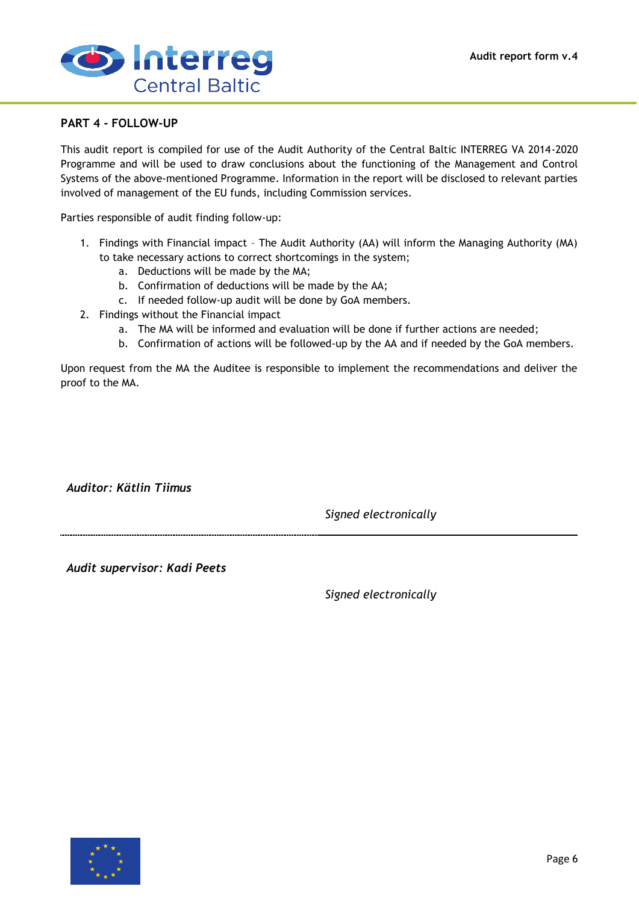**PART 4 - FOLLOW-UP**

This audit report is compiled for use of the Audit Authority of the Central Baltic INTERREG VA 2014-2020 Programme and will be used to draw conclusions about the functioning of the Management and Control Systems of the above-mentioned Programme. Information in the report will be disclosed to relevant parties involved of management of the EU funds, including Commission services.

Parties responsible of audit finding follow-up:

1. Findings with Financial impact – The Audit Authority (AA) will inform the Managing Authority (MA) to take necessary actions to correct shortcomings in the system;
    a. Deductions will be made by the MA;
    b. Confirmation of deductions will be made by the AA;
    c. If needed follow-up audit will be done by GoA members.
2. Findings without the Financial impact
    a. The MA will be informed and evaluation will be done if further actions are needed;
    b. Confirmation of actions will be followed-up by the AA and if needed by the GoA members.

Upon request from the MA the Auditee is responsible to implement the recommendations and deliver the proof to the MA.

*Auditor: Kätlin Tiimus*

*Signed electronically*

*Audit supervisor: Kadi Peets*

*Signed electronically*